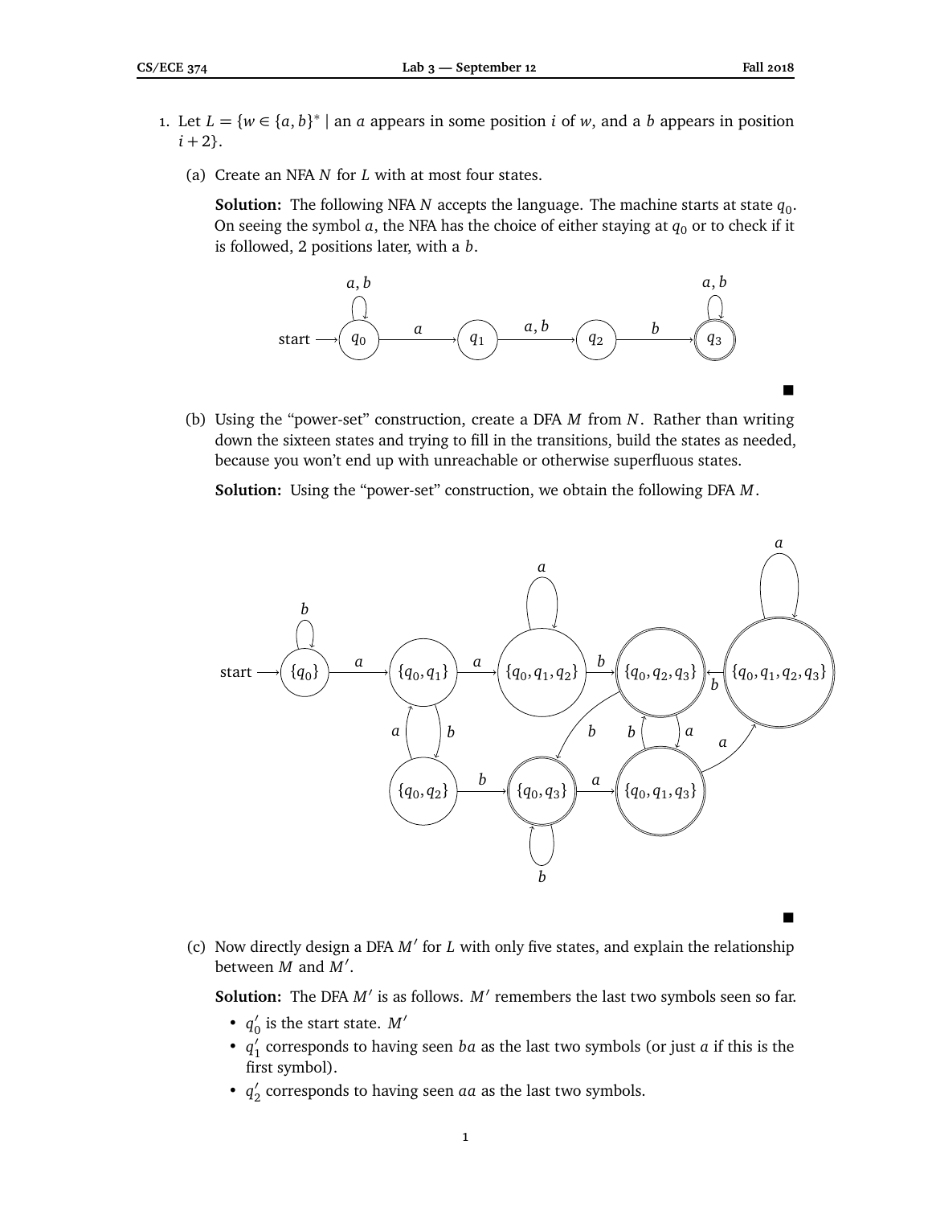1. Let $L = \{w \in \{a,b\}^* \mid$ an $a$ appears in some position $i$ of $w$, and a $b$ appears in position $i+2\}$.

   (a) Create an NFA $N$ for $L$ with at most four states.

   **Solution:** The following NFA $N$ accepts the language. The machine starts at state $q_0$. On seeing the symbol $a$, the NFA has the choice of either staying at $q_0$ or to check if it is followed, 2 positions later, with a $b$.

   ■

   (b) Using the "power-set" construction, create a DFA $M$ from $N$. Rather than writing down the sixteen states and trying to fill in the transitions, build the states as needed, because you won't end up with unreachable or otherwise superfluous states.

   **Solution:** Using the "power-set" construction, we obtain the following DFA $M$.

   ■

   (c) Now directly design a DFA $M'$ for $L$ with only five states, and explain the relationship between $M$ and $M'$.

   **Solution:** The DFA $M'$ is as follows. $M'$ remembers the last two symbols seen so far.

   - $q'_0$ is the start state. $M'$
   - $q'_1$ corresponds to having seen $ba$ as the last two symbols (or just $a$ if this is the first symbol).
   - $q'_2$ corresponds to having seen $aa$ as the last two symbols.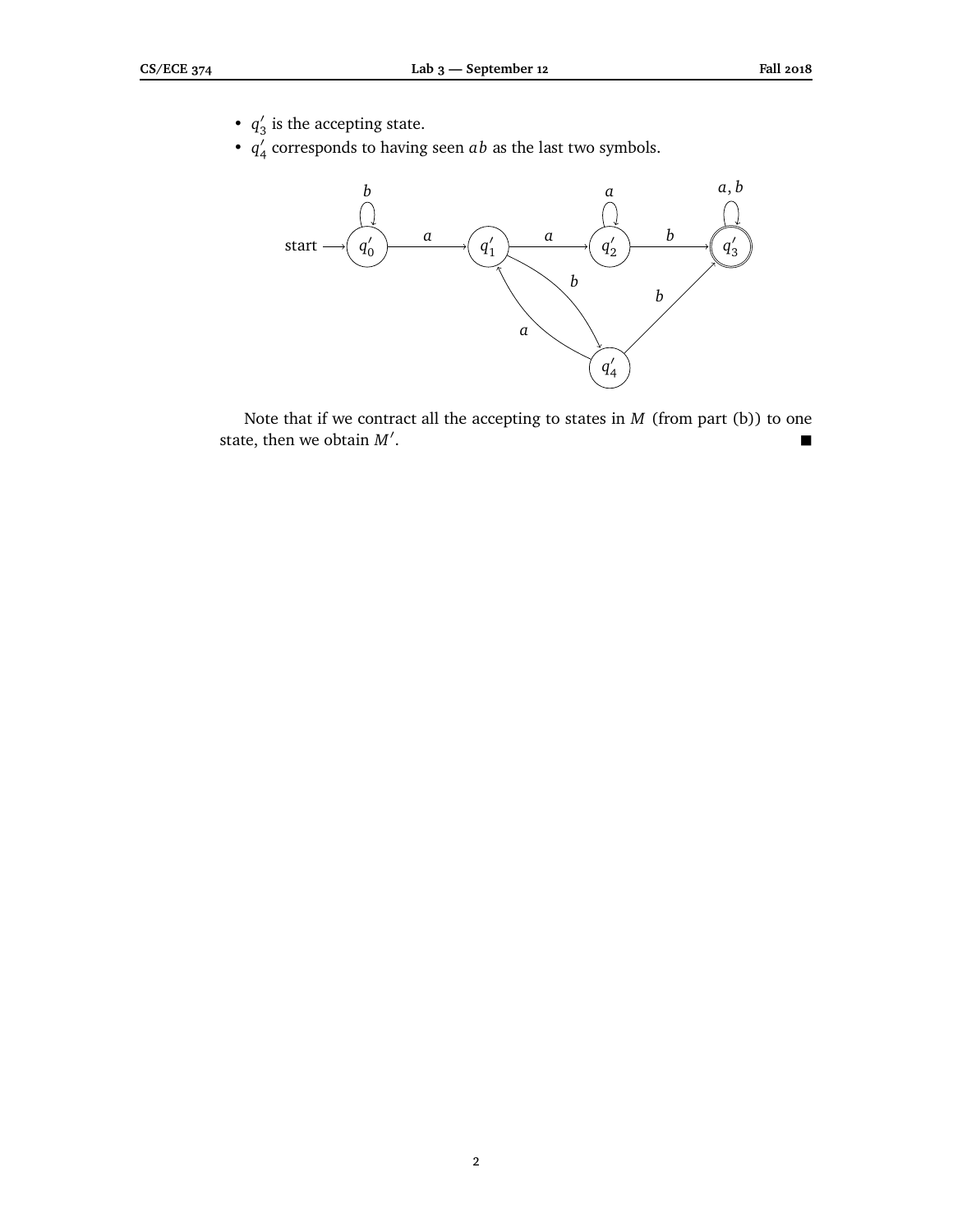- $q_3'$ is the accepting state.
- $q_4'$ corresponds to having seen $ab$ as the last two symbols.

Note that if we contract all the accepting to states in $M$ (from part (b)) to one state, then we obtain $M'$. ■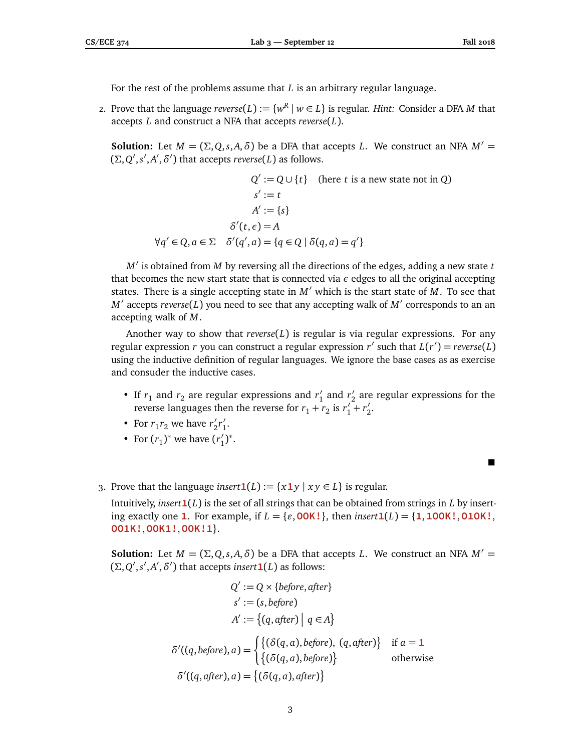For the rest of the problems assume that $L$ is an arbitrary regular language.

2. Prove that the language $\mathit{reverse}(L) := \{w^R \mid w \in L\}$ is regular. *Hint:* Consider a DFA $M$ that accepts $L$ and construct a NFA that accepts $\mathit{reverse}(L)$.

   **Solution:** Let $M = (\Sigma, Q, s, A, \delta)$ be a DFA that accepts $L$. We construct an NFA $M' = (\Sigma, Q', s', A', \delta')$ that accepts $\mathit{reverse}(L)$ as follows.

   $$\begin{aligned} Q' &:= Q \cup \{t\} \quad \text{(here } t \text{ is a new state not in } Q) \\ s' &:= t \\ A' &:= \{s\} \\ \delta'(t, \epsilon) &= A \\ \forall q' \in Q, a \in \Sigma \quad \delta'(q', a) &= \{q \in Q \mid \delta(q, a) = q'\} \end{aligned}$$

   $M'$ is obtained from $M$ by reversing all the directions of the edges, adding a new state $t$ that becomes the new start state that is connected via $\epsilon$ edges to all the original accepting states. There is a single accepting state in $M'$ which is the start state of $M$. To see that $M'$ accepts $\mathit{reverse}(L)$ you need to see that any accepting walk of $M'$ corresponds to an an accepting walk of $M$.

   Another way to show that $\mathit{reverse}(L)$ is regular is via regular expressions. For any regular expression $r$ you can construct a regular expression $r'$ such that $L(r') = \mathit{reverse}(L)$ using the inductive definition of regular languages. We ignore the base cases as as exercise and consuder the inductive cases.

   - If $r_1$ and $r_2$ are regular expressions and $r_1'$ and $r_2'$ are regular expressions for the reverse languages then the reverse for $r_1 + r_2$ is $r_1' + r_2'$.
   - For $r_1 r_2$ we have $r_2' r_1'$.
   - For $(r_1)^*$ we have $(r_1')^*$.

   ■

3. Prove that the language $\mathit{insert1}(L) := \{x\mathbf{1}y \mid xy \in L\}$ is regular.

   Intuitively, $\mathit{insert1}(L)$ is the set of all strings that can be obtained from strings in $L$ by inserting exactly one `1`. For example, if $L = \{\varepsilon, \texttt{OOK!}\}$, then $\mathit{insert1}(L) = \{\texttt{1}, \texttt{1OOK!}, \texttt{O1OK!}, \texttt{OO1K!}, \texttt{OOK1!}, \texttt{OOK!1}\}$.

   **Solution:** Let $M = (\Sigma, Q, s, A, \delta)$ be a DFA that accepts $L$. We construct an NFA $M' = (\Sigma, Q', s', A', \delta')$ that accepts $\mathit{insert1}(L)$ as follows:

   $$\begin{aligned} Q' &:= Q \times \{\mathit{before}, \mathit{after}\} \\ s' &:= (s, \mathit{before}) \\ A' &:= \big\{(q, \mathit{after}) \bigm| q \in A\big\} \\ \delta'((q, \mathit{before}), a) &= \begin{cases} \big\{(\delta(q,a), \mathit{before}),\ (q, \mathit{after})\big\} & \text{if } a = \mathbf{1} \\ \big\{(\delta(q,a), \mathit{before})\big\} & \text{otherwise} \end{cases} \\ \delta'((q, \mathit{after}), a) &= \big\{(\delta(q,a), \mathit{after})\big\} \end{aligned}$$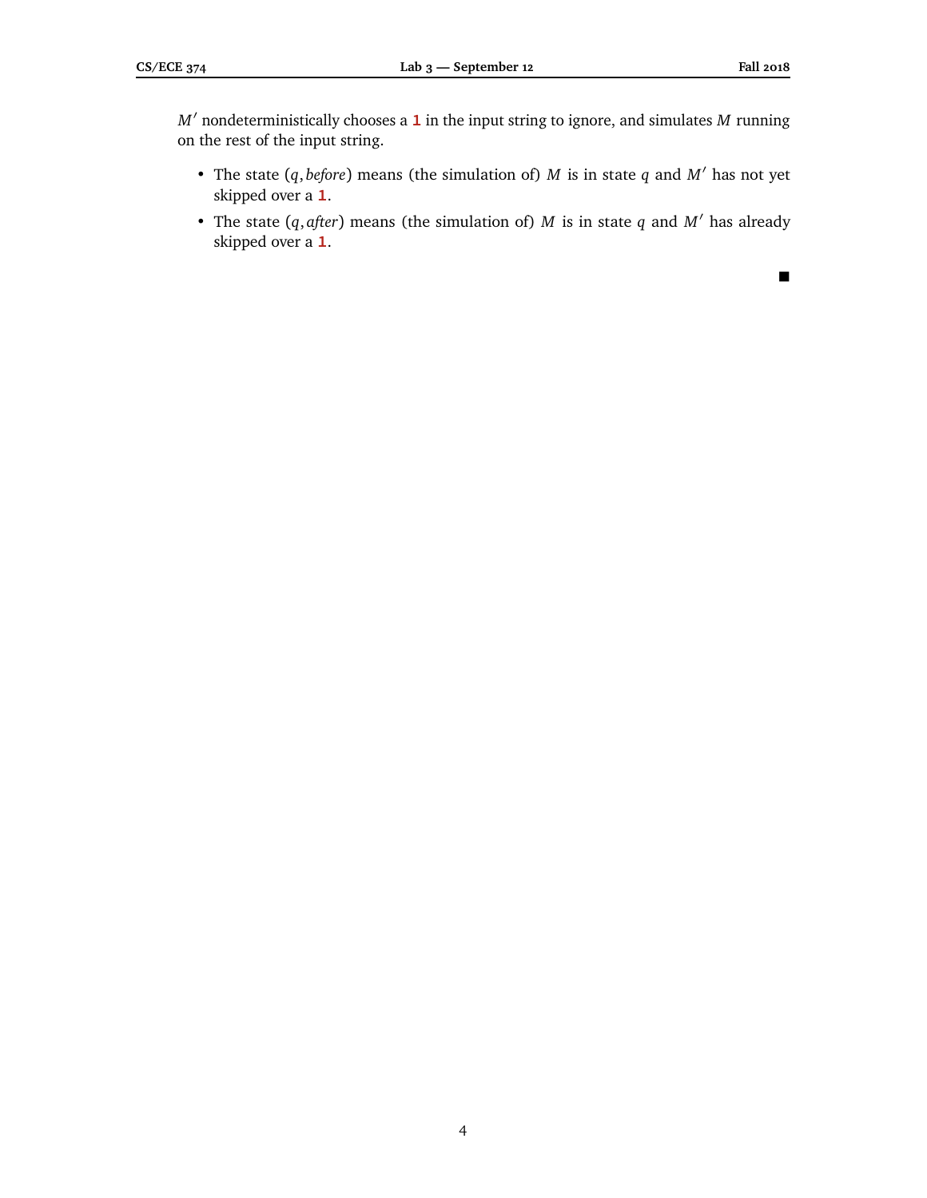$M'$ nondeterministically chooses a **1** in the input string to ignore, and simulates $M$ running on the rest of the input string.

- The state $(q, \textit{before})$ means (the simulation of) $M$ is in state $q$ and $M'$ has not yet skipped over a **1**.
- The state $(q, \textit{after})$ means (the simulation of) $M$ is in state $q$ and $M'$ has already skipped over a **1**.

■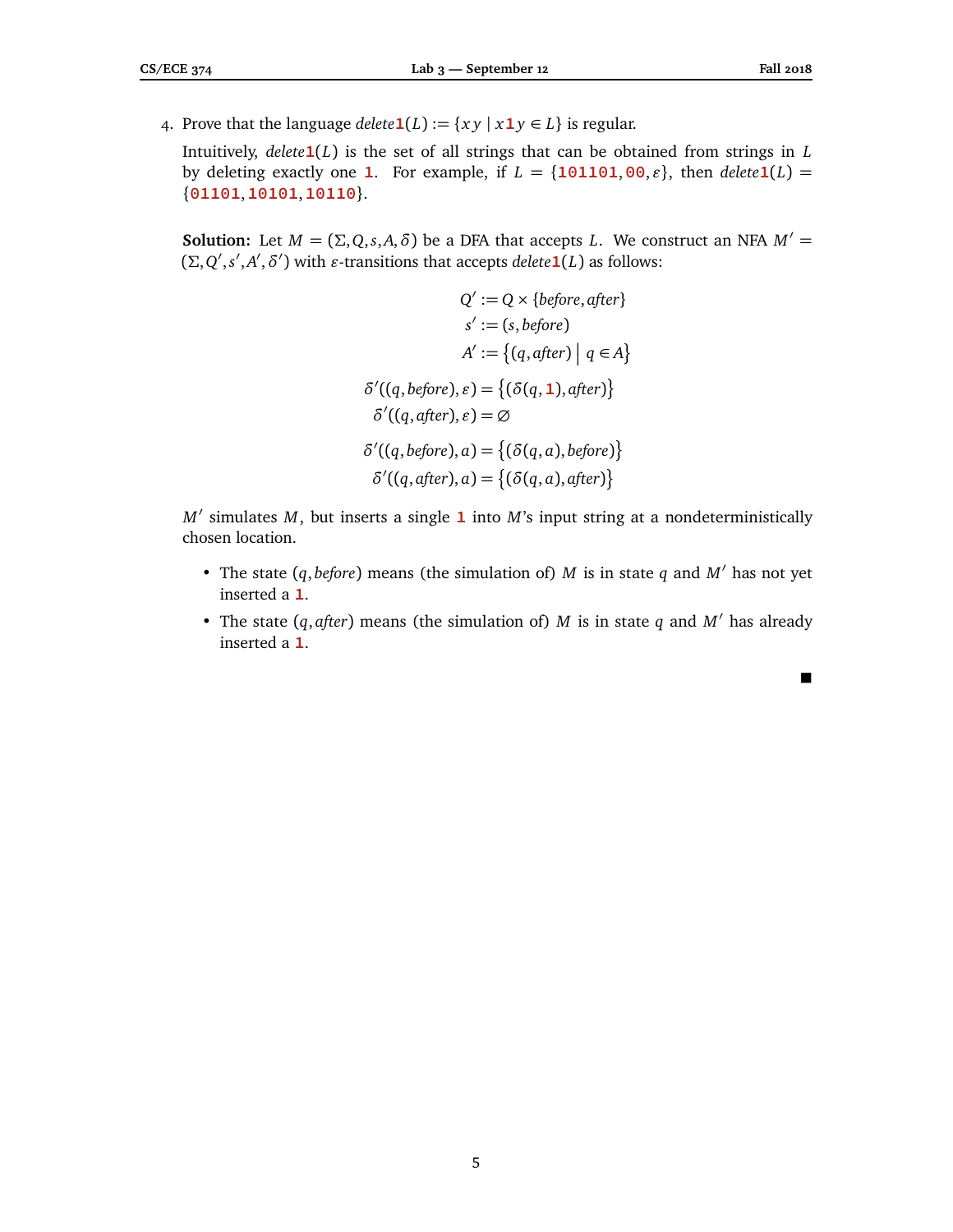4. Prove that the language $delete\mathbf{1}(L) := \{xy \mid x\mathbf{1}y \in L\}$ is regular.

   Intuitively, $delete\mathbf{1}(L)$ is the set of all strings that can be obtained from strings in $L$ by deleting exactly one **1**. For example, if $L = \{\mathbf{101101}, \mathbf{00}, \varepsilon\}$, then $delete\mathbf{1}(L) = \{\mathbf{01101}, \mathbf{10101}, \mathbf{10110}\}$.

   **Solution:** Let $M = (\Sigma, Q, s, A, \delta)$ be a DFA that accepts $L$. We construct an NFA $M' = (\Sigma, Q', s', A', \delta')$ with $\varepsilon$-transitions that accepts $delete\mathbf{1}(L)$ as follows:

$$
\begin{aligned}
Q' &:= Q \times \{before, after\} \\
s' &:= (s, before) \\
A' &:= \{(q, after) \mid q \in A\}
\end{aligned}
$$

$$
\begin{aligned}
\delta'((q, before), \varepsilon) &= \{(\delta(q, \mathbf{1}), after)\} \\
\delta'((q, after), \varepsilon) &= \varnothing
\end{aligned}
$$

$$
\begin{aligned}
\delta'((q, before), a) &= \{(\delta(q, a), before)\} \\
\delta'((q, after), a) &= \{(\delta(q, a), after)\}
\end{aligned}
$$

   $M'$ simulates $M$, but inserts a single **1** into $M$'s input string at a nondeterministically chosen location.

   - The state $(q, before)$ means (the simulation of) $M$ is in state $q$ and $M'$ has not yet inserted a **1**.
   - The state $(q, after)$ means (the simulation of) $M$ is in state $q$ and $M'$ has already inserted a **1**.

■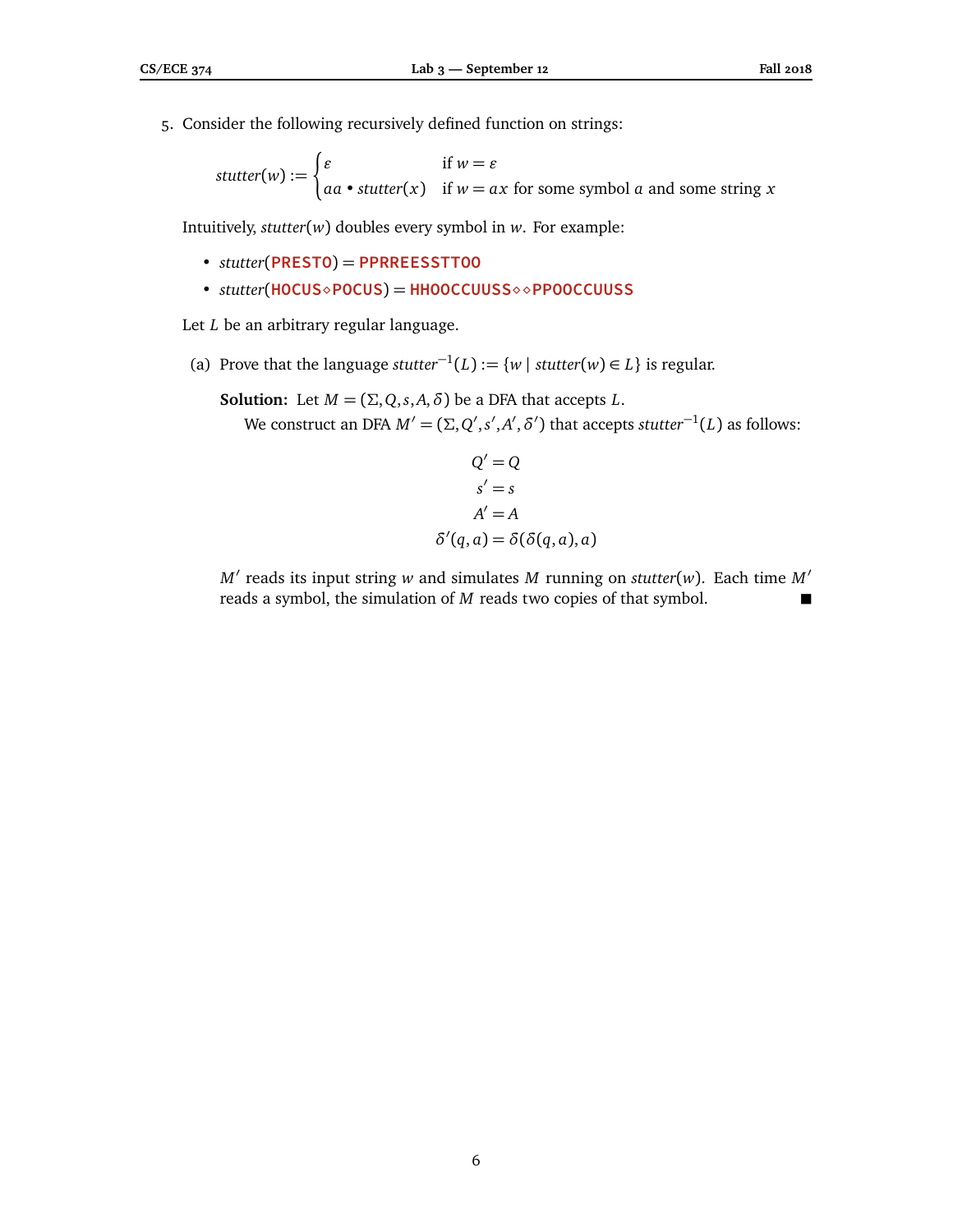5. Consider the following recursively defined function on strings:

$$stutter(w) := \begin{cases} \varepsilon & \text{if } w = \varepsilon \\ aa \bullet stutter(x) & \text{if } w = ax \text{ for some symbol } a \text{ and some string } x \end{cases}$$

Intuitively, $stutter(w)$ doubles every symbol in $w$. For example:

- $stutter$(PRESTO) = PPRREESSTTOO
- $stutter$(HOCUS⋄POCUS) = HHOOCCUUSS⋄⋄PPOOCCUUSS

Let $L$ be an arbitrary regular language.

(a) Prove that the language $stutter^{-1}(L) := \{w \mid stutter(w) \in L\}$ is regular.

**Solution:** Let $M = (\Sigma, Q, s, A, \delta)$ be a DFA that accepts $L$.

We construct an DFA $M' = (\Sigma, Q', s', A', \delta')$ that accepts $stutter^{-1}(L)$ as follows:

$$Q' = Q$$
$$s' = s$$
$$A' = A$$
$$\delta'(q, a) = \delta(\delta(q, a), a)$$

$M'$ reads its input string $w$ and simulates $M$ running on $stutter(w)$. Each time $M'$ reads a symbol, the simulation of $M$ reads two copies of that symbol. ■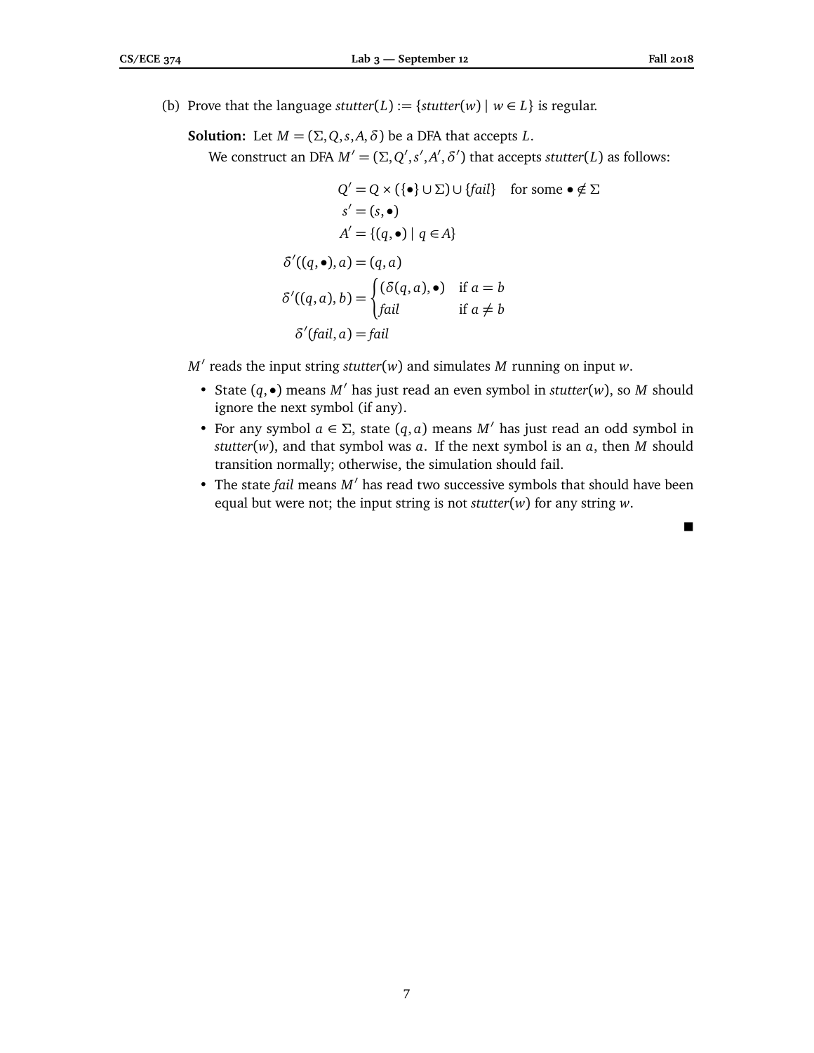(b) Prove that the language $stutter(L) := \{stutter(w) \mid w \in L\}$ is regular.

**Solution:** Let $M = (\Sigma, Q, s, A, \delta)$ be a DFA that accepts $L$.

We construct an DFA $M' = (\Sigma, Q', s', A', \delta')$ that accepts $stutter(L)$ as follows:

$$Q' = Q \times (\{\bullet\} \cup \Sigma) \cup \{fail\} \quad \text{for some } \bullet \notin \Sigma$$

$$s' = (s, \bullet)$$

$$A' = \{(q, \bullet) \mid q \in A\}$$

$$\delta'((q, \bullet), a) = (q, a)$$

$$\delta'((q, a), b) = \begin{cases} (\delta(q, a), \bullet) & \text{if } a = b \\ fail & \text{if } a \neq b \end{cases}$$

$$\delta'(fail, a) = fail$$

$M'$ reads the input string $stutter(w)$ and simulates $M$ running on input $w$.

- State $(q, \bullet)$ means $M'$ has just read an even symbol in $stutter(w)$, so $M$ should ignore the next symbol (if any).
- For any symbol $a \in \Sigma$, state $(q, a)$ means $M'$ has just read an odd symbol in $stutter(w)$, and that symbol was $a$. If the next symbol is an $a$, then $M$ should transition normally; otherwise, the simulation should fail.
- The state *fail* means $M'$ has read two successive symbols that should have been equal but were not; the input string is not $stutter(w)$ for any string $w$.

■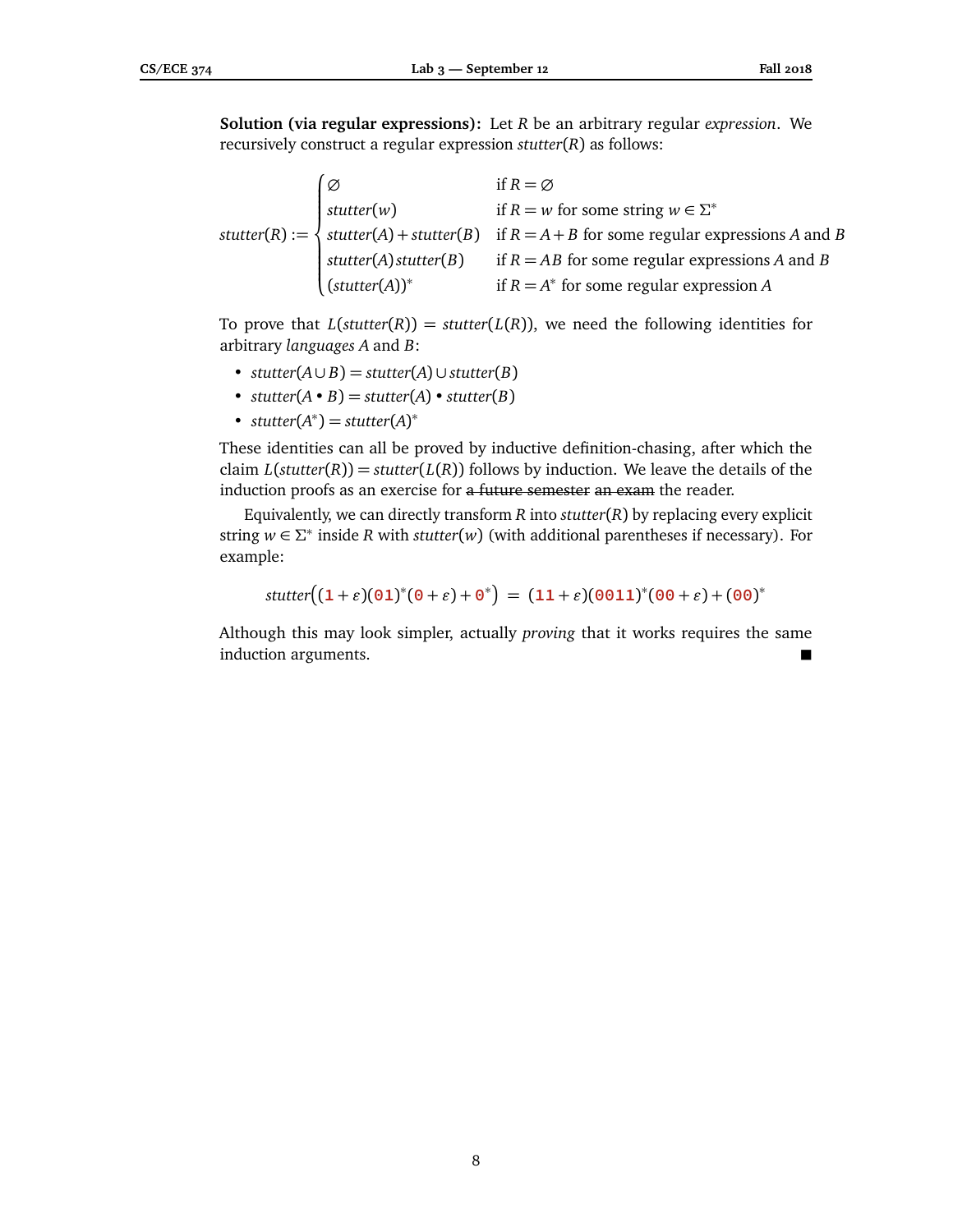**Solution (via regular expressions):** Let $R$ be an arbitrary regular *expression*. We recursively construct a regular expression $stutter(R)$ as follows:

$$
stutter(R) := \begin{cases} \varnothing & \text{if } R = \varnothing \\ stutter(w) & \text{if } R = w \text{ for some string } w \in \Sigma^* \\ stutter(A) + stutter(B) & \text{if } R = A + B \text{ for some regular expressions } A \text{ and } B \\ stutter(A)\, stutter(B) & \text{if } R = AB \text{ for some regular expressions } A \text{ and } B \\ (stutter(A))^* & \text{if } R = A^* \text{ for some regular expression } A \end{cases}
$$

To prove that $L(stutter(R)) = stutter(L(R))$, we need the following identities for arbitrary *languages* $A$ and $B$:

- $stutter(A \cup B) = stutter(A) \cup stutter(B)$
- $stutter(A \bullet B) = stutter(A) \bullet stutter(B)$
- $stutter(A^*) = stutter(A)^*$

These identities can all be proved by inductive definition-chasing, after which the claim $L(stutter(R)) = stutter(L(R))$ follows by induction. We leave the details of the induction proofs as an exercise for ~~a future semester~~ ~~an exam~~ the reader.

Equivalently, we can directly transform $R$ into $stutter(R)$ by replacing every explicit string $w \in \Sigma^*$ inside $R$ with $stutter(w)$ (with additional parentheses if necessary). For example:

$$
stutter\big((\mathtt{1} + \varepsilon)(\mathtt{01})^*(\mathtt{0} + \varepsilon) + \mathtt{0}^*\big) \;=\; (\mathtt{11} + \varepsilon)(\mathtt{0011})^*(\mathtt{00} + \varepsilon) + (\mathtt{00})^*
$$

Although this may look simpler, actually *proving* that it works requires the same induction arguments. ■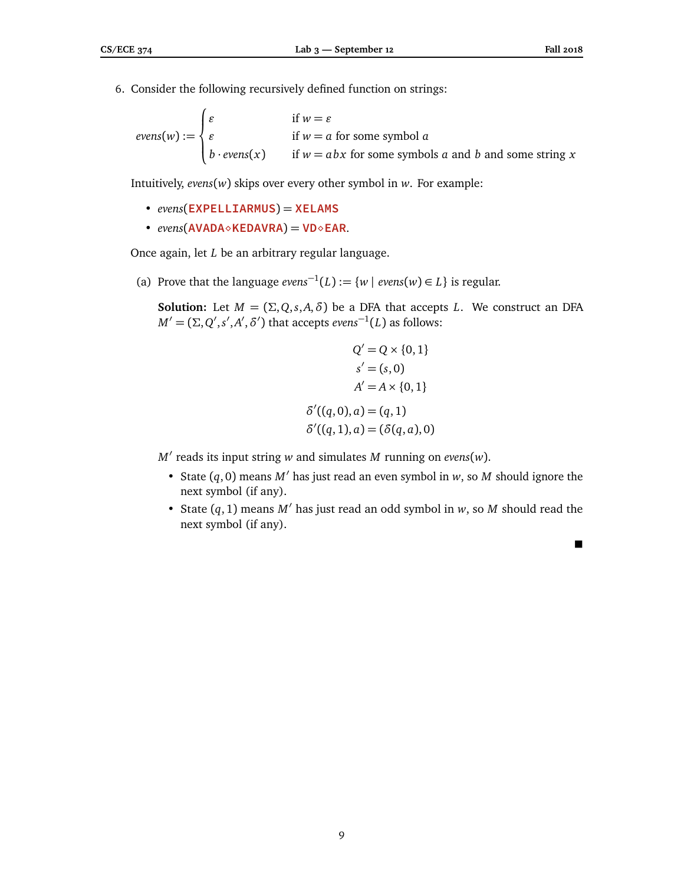6. Consider the following recursively defined function on strings:

$$evens(w) := \begin{cases} \varepsilon & \text{if } w = \varepsilon \\ \varepsilon & \text{if } w = a \text{ for some symbol } a \\ b \cdot evens(x) & \text{if } w = abx \text{ for some symbols } a \text{ and } b \text{ and some string } x \end{cases}$$

Intuitively, $evens(w)$ skips over every other symbol in $w$. For example:

- $evens($EXPELLIARMUS$) =$ XELAMS
- $evens($AVADA⋄KEDAVRA$) =$ VD⋄EAR.

Once again, let $L$ be an arbitrary regular language.

(a) Prove that the language $evens^{-1}(L) := \{w \mid evens(w) \in L\}$ is regular.

**Solution:** Let $M = (\Sigma, Q, s, A, \delta)$ be a DFA that accepts $L$. We construct an DFA $M' = (\Sigma, Q', s', A', \delta')$ that accepts $evens^{-1}(L)$ as follows:

$$Q' = Q \times \{0, 1\}$$
$$s' = (s, 0)$$
$$A' = A \times \{0, 1\}$$
$$\delta'((q, 0), a) = (q, 1)$$
$$\delta'((q, 1), a) = (\delta(q, a), 0)$$

$M'$ reads its input string $w$ and simulates $M$ running on $evens(w)$.

- State $(q, 0)$ means $M'$ has just read an even symbol in $w$, so $M$ should ignore the next symbol (if any).
- State $(q, 1)$ means $M'$ has just read an odd symbol in $w$, so $M$ should read the next symbol (if any).

■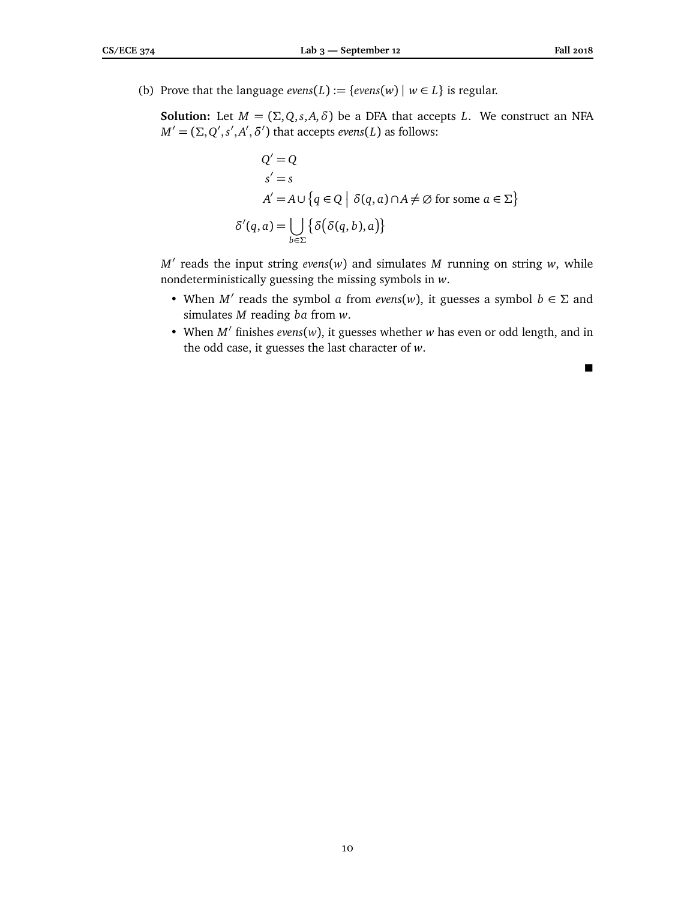(b) Prove that the language $evens(L) := \{evens(w) \mid w \in L\}$ is regular.

**Solution:** Let $M = (\Sigma, Q, s, A, \delta)$ be a DFA that accepts $L$. We construct an NFA $M' = (\Sigma, Q', s', A', \delta')$ that accepts $evens(L)$ as follows:

$$
\begin{aligned}
Q' &= Q \\
s' &= s \\
A' &= A \cup \left\{ q \in Q \;\middle|\; \delta(q, a) \cap A \neq \varnothing \text{ for some } a \in \Sigma \right\} \\
\delta'(q, a) &= \bigcup_{b \in \Sigma} \left\{ \delta\big(\delta(q, b), a\big) \right\}
\end{aligned}
$$

$M'$ reads the input string $evens(w)$ and simulates $M$ running on string $w$, while nondeterministically guessing the missing symbols in $w$.

- When $M'$ reads the symbol $a$ from $evens(w)$, it guesses a symbol $b \in \Sigma$ and simulates $M$ reading $ba$ from $w$.
- When $M'$ finishes $evens(w)$, it guesses whether $w$ has even or odd length, and in the odd case, it guesses the last character of $w$.

■